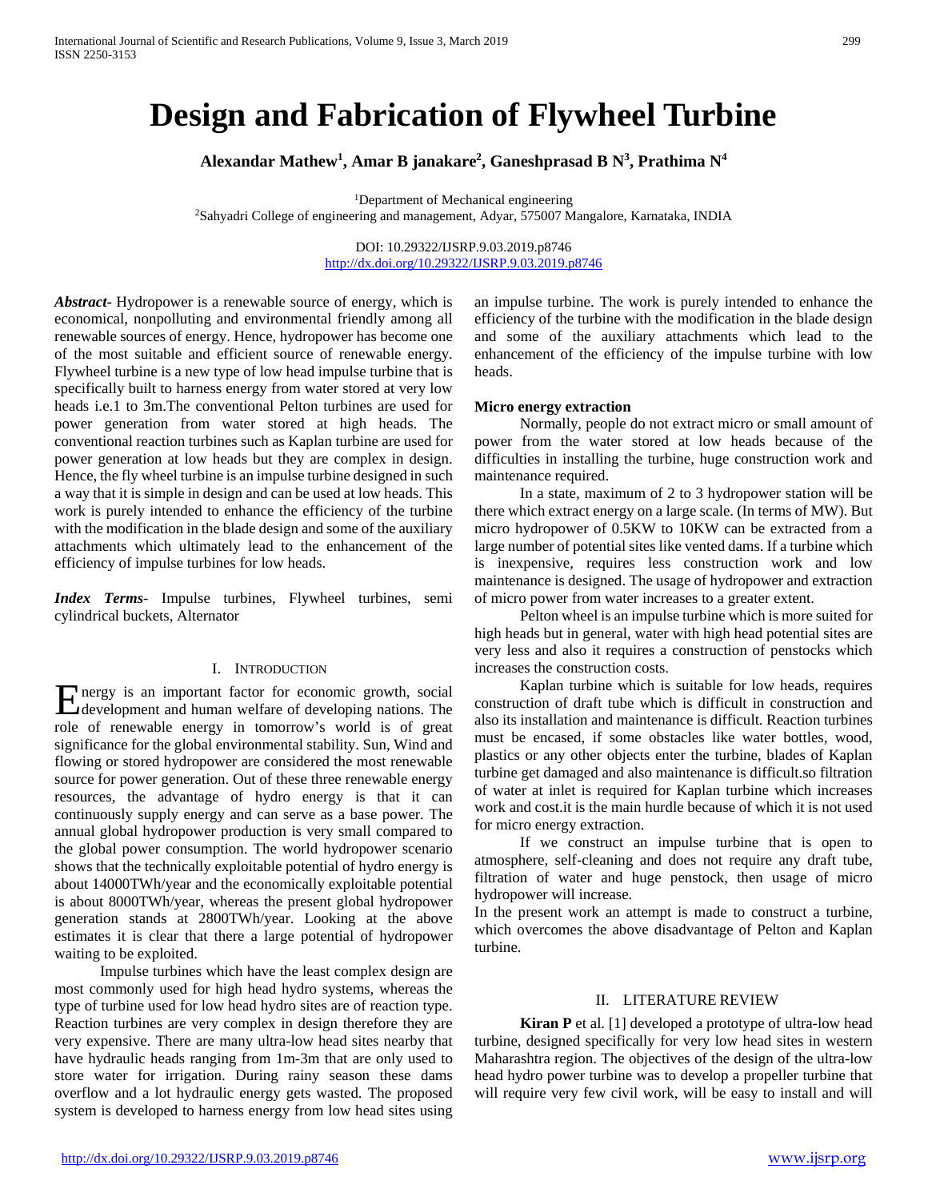# Design and Fabrication of Flywheel Turbine

**Alexandar Mathew[1], Amar B janakare[2], Ganeshprasad B N[3], Prathima N[4]**

[1]Department of Mechanical engineering
[2]Sahyadri College of engineering and management, Adyar, 575007 Mangalore, Karnataka, INDIA

DOI: 10.29322/IJSRP.9.03.2019.p8746
http://dx.doi.org/10.29322/IJSRP.9.03.2019.p8746

***Abstract***- Hydropower is a renewable source of energy, which is economical, nonpolluting and environmental friendly among all renewable sources of energy. Hence, hydropower has become one of the most suitable and efficient source of renewable energy. Flywheel turbine is a new type of low head impulse turbine that is specifically built to harness energy from water stored at very low heads i.e.1 to 3m.The conventional Pelton turbines are used for power generation from water stored at high heads. The conventional reaction turbines such as Kaplan turbine are used for power generation at low heads but they are complex in design. Hence, the fly wheel turbine is an impulse turbine designed in such a way that it is simple in design and can be used at low heads. This work is purely intended to enhance the efficiency of the turbine with the modification in the blade design and some of the auxiliary attachments which ultimately lead to the enhancement of the efficiency of impulse turbines for low heads.

***Index Terms***- Impulse turbines, Flywheel turbines, semi cylindrical buckets, Alternator

## I. Introduction

Energy is an important factor for economic growth, social development and human welfare of developing nations. The role of renewable energy in tomorrow's world is of great significance for the global environmental stability. Sun, Wind and flowing or stored hydropower are considered the most renewable source for power generation. Out of these three renewable energy resources, the advantage of hydro energy is that it can continuously supply energy and can serve as a base power. The annual global hydropower production is very small compared to the global power consumption. The world hydropower scenario shows that the technically exploitable potential of hydro energy is about 14000TWh/year and the economically exploitable potential is about 8000TWh/year, whereas the present global hydropower generation stands at 2800TWh/year. Looking at the above estimates it is clear that there a large potential of hydropower waiting to be exploited.

Impulse turbines which have the least complex design are most commonly used for high head hydro systems, whereas the type of turbine used for low head hydro sites are of reaction type. Reaction turbines are very complex in design therefore they are very expensive. There are many ultra-low head sites nearby that have hydraulic heads ranging from 1m-3m that are only used to store water for irrigation. During rainy season these dams overflow and a lot hydraulic energy gets wasted. The proposed system is developed to harness energy from low head sites using an impulse turbine. The work is purely intended to enhance the efficiency of the turbine with the modification in the blade design and some of the auxiliary attachments which lead to the enhancement of the efficiency of the impulse turbine with low heads.

### Micro energy extraction

Normally, people do not extract micro or small amount of power from the water stored at low heads because of the difficulties in installing the turbine, huge construction work and maintenance required.

In a state, maximum of 2 to 3 hydropower station will be there which extract energy on a large scale. (In terms of MW). But micro hydropower of 0.5KW to 10KW can be extracted from a large number of potential sites like vented dams. If a turbine which is inexpensive, requires less construction work and low maintenance is designed. The usage of hydropower and extraction of micro power from water increases to a greater extent.

Pelton wheel is an impulse turbine which is more suited for high heads but in general, water with high head potential sites are very less and also it requires a construction of penstocks which increases the construction costs.

Kaplan turbine which is suitable for low heads, requires construction of draft tube which is difficult in construction and also its installation and maintenance is difficult. Reaction turbines must be encased, if some obstacles like water bottles, wood, plastics or any other objects enter the turbine, blades of Kaplan turbine get damaged and also maintenance is difficult.so filtration of water at inlet is required for Kaplan turbine which increases work and cost.it is the main hurdle because of which it is not used for micro energy extraction.

If we construct an impulse turbine that is open to atmosphere, self-cleaning and does not require any draft tube, filtration of water and huge penstock, then usage of micro hydropower will increase.

In the present work an attempt is made to construct a turbine, which overcomes the above disadvantage of Pelton and Kaplan turbine.

## II. Literature Review

**Kiran P** et al. [1] developed a prototype of ultra-low head turbine, designed specifically for very low head sites in western Maharashtra region. The objectives of the design of the ultra-low head hydro power turbine was to develop a propeller turbine that will require very few civil work, will be easy to install and will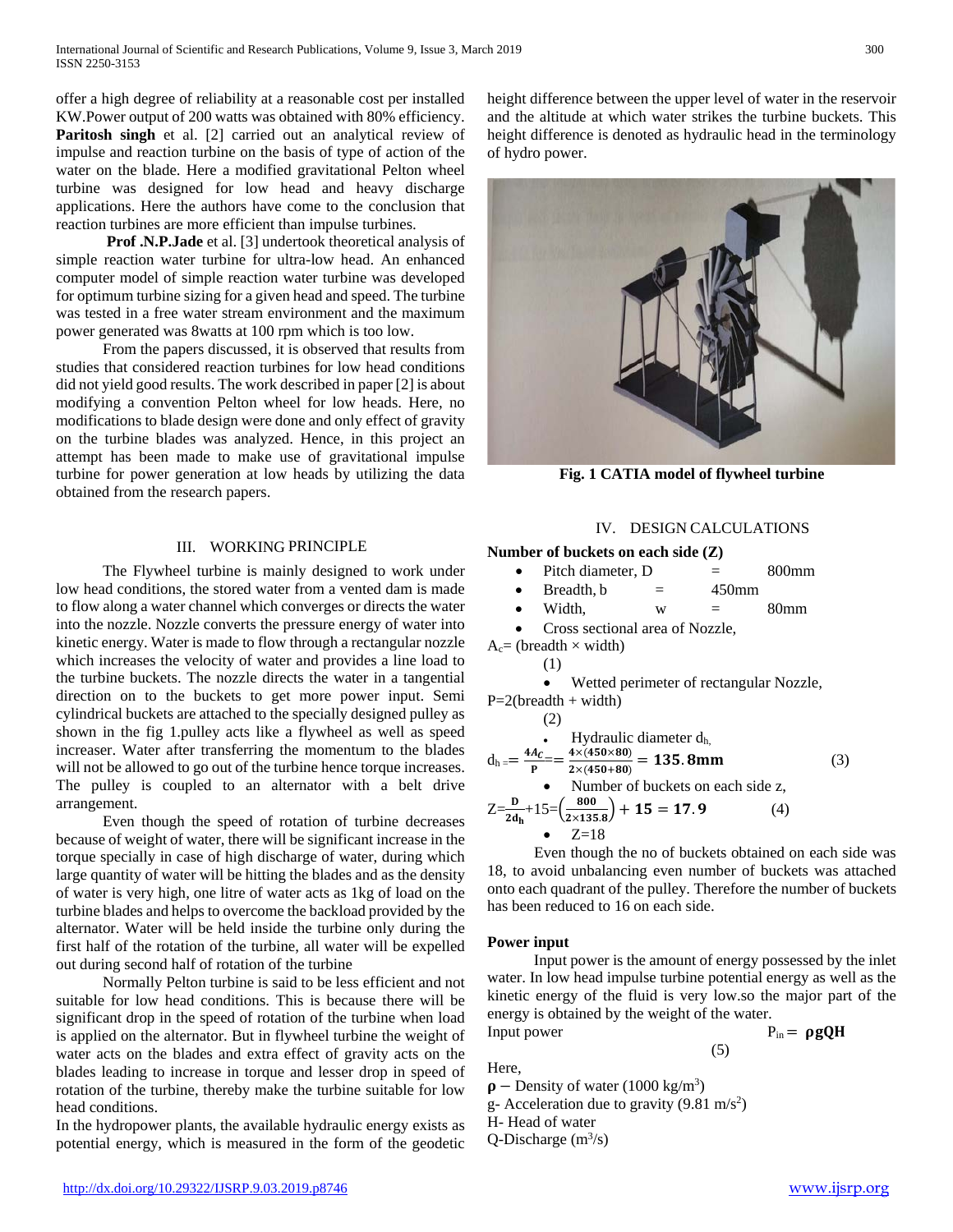offer a high degree of reliability at a reasonable cost per installed KW.Power output of 200 watts was obtained with 80% efficiency. **Paritosh singh** et al. [2] carried out an analytical review of impulse and reaction turbine on the basis of type of action of the water on the blade. Here a modified gravitational Pelton wheel turbine was designed for low head and heavy discharge applications. Here the authors have come to the conclusion that reaction turbines are more efficient than impulse turbines.

**Prof .N.P.Jade** et al. [3] undertook theoretical analysis of simple reaction water turbine for ultra-low head. An enhanced computer model of simple reaction water turbine was developed for optimum turbine sizing for a given head and speed. The turbine was tested in a free water stream environment and the maximum power generated was 8watts at 100 rpm which is too low.

From the papers discussed, it is observed that results from studies that considered reaction turbines for low head conditions did not yield good results. The work described in paper [2] is about modifying a convention Pelton wheel for low heads. Here, no modifications to blade design were done and only effect of gravity on the turbine blades was analyzed. Hence, in this project an attempt has been made to make use of gravitational impulse turbine for power generation at low heads by utilizing the data obtained from the research papers.

## III. WORKING PRINCIPLE

The Flywheel turbine is mainly designed to work under low head conditions, the stored water from a vented dam is made to flow along a water channel which converges or directs the water into the nozzle. Nozzle converts the pressure energy of water into kinetic energy. Water is made to flow through a rectangular nozzle which increases the velocity of water and provides a line load to the turbine buckets. The nozzle directs the water in a tangential direction on to the buckets to get more power input. Semi cylindrical buckets are attached to the specially designed pulley as shown in the fig 1.pulley acts like a flywheel as well as speed increaser. Water after transferring the momentum to the blades will not be allowed to go out of the turbine hence torque increases. The pulley is coupled to an alternator with a belt drive arrangement.

Even though the speed of rotation of turbine decreases because of weight of water, there will be significant increase in the torque specially in case of high discharge of water, during which large quantity of water will be hitting the blades and as the density of water is very high, one litre of water acts as 1kg of load on the turbine blades and helps to overcome the backload provided by the alternator. Water will be held inside the turbine only during the first half of the rotation of the turbine, all water will be expelled out during second half of rotation of the turbine

Normally Pelton turbine is said to be less efficient and not suitable for low head conditions. This is because there will be significant drop in the speed of rotation of the turbine when load is applied on the alternator. But in flywheel turbine the weight of water acts on the blades and extra effect of gravity acts on the blades leading to increase in torque and lesser drop in speed of rotation of the turbine, thereby make the turbine suitable for low head conditions.

In the hydropower plants, the available hydraulic energy exists as potential energy, which is measured in the form of the geodetic height difference between the upper level of water in the reservoir and the altitude at which water strikes the turbine buckets. This height difference is denoted as hydraulic head in the terminology of hydro power.

**Fig. 1 CATIA model of flywheel turbine**

## IV. DESIGN CALCULATIONS

**Number of buckets on each side (Z)**

- Pitch diameter, D = 800mm
- Breadth, b = 450mm
- Width, w = 80mm
- Cross sectional area of Nozzle,

$A_c$= (breadth × width) (1)

- Wetted perimeter of rectangular Nozzle,

P=2(breadth + width) (2)

- Hydraulic diameter $d_h$

$$d_h = \frac{4A_c}{P} = \frac{4\times(450\times80)}{2\times(450+80)} = \mathbf{135.8mm} \quad (3)$$

- Number of buckets on each side z,

$$Z=\frac{D}{2d_h}+15=\left(\frac{800}{2\times135.8}\right)+\mathbf{15 = 17.9} \quad (4)$$

- Z=18

Even though the no of buckets obtained on each side was 18, to avoid unbalancing even number of buckets was attached onto each quadrant of the pulley. Therefore the number of buckets has been reduced to 16 on each side.

**Power input**

Input power is the amount of energy possessed by the inlet water. In low head impulse turbine potential energy as well as the kinetic energy of the fluid is very low.so the major part of the energy is obtained by the weight of the water.

Input power $P_{in} = \rho gQH$ (5)

Here,

$\rho$ – Density of water (1000 kg/m$^3$)

g- Acceleration due to gravity (9.81 m/s$^2$)

H- Head of water

Q-Discharge (m$^3$/s)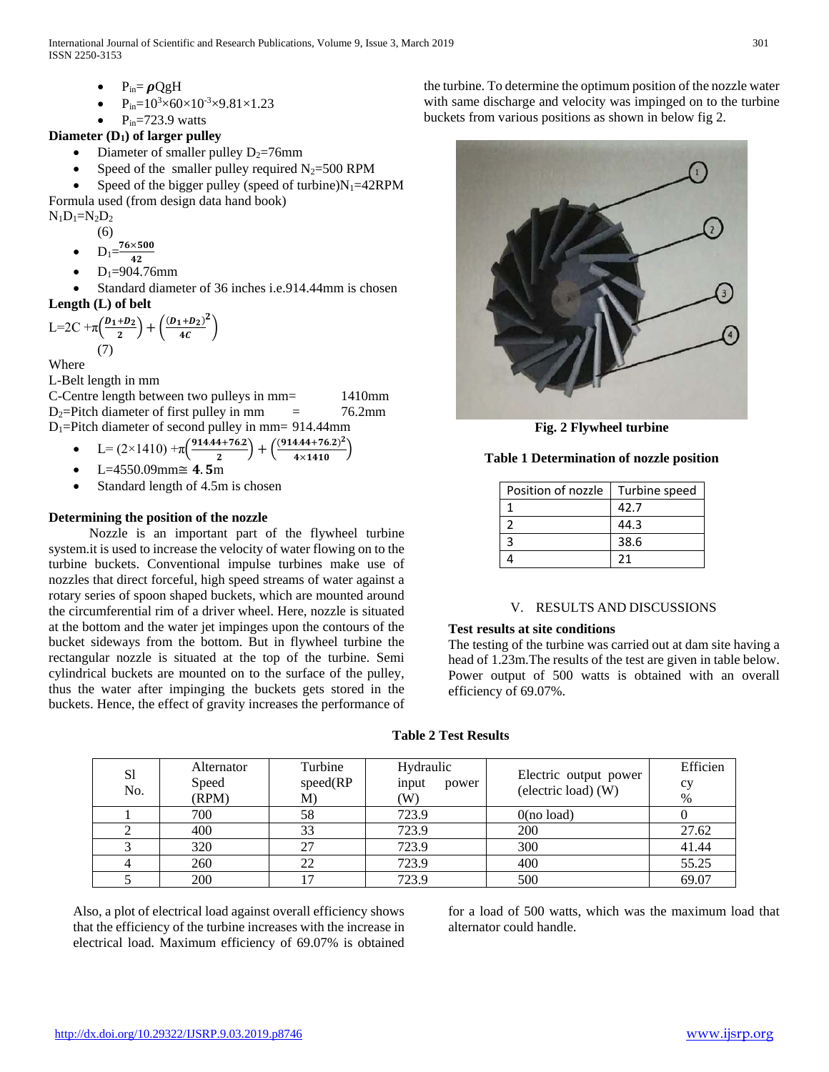- $P_{in} = \rho QgH$
- $P_{in} = 10^3 \times 60 \times 10^{-3} \times 9.81 \times 1.23$
- $P_{in} = 723.9$ watts

**Diameter ($D_1$) of larger pulley**

- Diameter of smaller pulley $D_2$=76mm
- Speed of the smaller pulley required $N_2$=500 RPM
- Speed of the bigger pulley (speed of turbine)$N_1$=42RPM

Formula used (from design data hand book)

$$N_1 D_1 = N_2 D_2 \quad (6)$$

- $D_1 = \frac{76 \times 500}{42}$
- $D_1$=904.76mm
- Standard diameter of 36 inches i.e.914.44mm is chosen

**Length (L) of belt**

$$L = 2C + \pi\left(\frac{D_1 + D_2}{2}\right) + \left(\frac{(D_1 + D_2)^2}{4C}\right) \quad (7)$$

Where

L-Belt length in mm

C-Centre length between two pulleys in mm= 1410mm

$D_2$=Pitch diameter of first pulley in mm = 76.2mm

$D_1$=Pitch diameter of second pulley in mm= 914.44mm

- $L = (2 \times 1410) + \pi\left(\frac{914.44 + 76.2}{2}\right) + \left(\frac{(914.44 + 76.2)^2}{4 \times 1410}\right)$
- L=4550.09mm≅ **4.5**m
- Standard length of 4.5m is chosen

**Determining the position of the nozzle**

Nozzle is an important part of the flywheel turbine system.it is used to increase the velocity of water flowing on to the turbine buckets. Conventional impulse turbines make use of nozzles that direct forceful, high speed streams of water against a rotary series of spoon shaped buckets, which are mounted around the circumferential rim of a driver wheel. Here, nozzle is situated at the bottom and the water jet impinges upon the contours of the bucket sideways from the bottom. But in flywheel turbine the rectangular nozzle is situated at the top of the turbine. Semi cylindrical buckets are mounted on to the surface of the pulley, thus the water after impinging the buckets gets stored in the buckets. Hence, the effect of gravity increases the performance of the turbine. To determine the optimum position of the nozzle water with same discharge and velocity was impinged on to the turbine buckets from various positions as shown in below fig 2.

**Fig. 2 Flywheel turbine**

**Table 1 Determination of nozzle position**

| Position of nozzle | Turbine speed |
|---|---|
| 1 | 42.7 |
| 2 | 44.3 |
| 3 | 38.6 |
| 4 | 21 |

## V. RESULTS AND DISCUSSIONS

**Test results at site conditions**

The testing of the turbine was carried out at dam site having a head of 1.23m.The results of the test are given in table below. Power output of 500 watts is obtained with an overall efficiency of 69.07%.

**Table 2 Test Results**

| Sl No. | Alternator Speed (RPM) | Turbine speed(RPM) | Hydraulic input power (W) | Electric output power (electric load) (W) | Efficiency % |
|---|---|---|---|---|---|
| 1 | 700 | 58 | 723.9 | 0(no load) | 0 |
| 2 | 400 | 33 | 723.9 | 200 | 27.62 |
| 3 | 320 | 27 | 723.9 | 300 | 41.44 |
| 4 | 260 | 22 | 723.9 | 400 | 55.25 |
| 5 | 200 | 17 | 723.9 | 500 | 69.07 |

Also, a plot of electrical load against overall efficiency shows that the efficiency of the turbine increases with the increase in electrical load. Maximum efficiency of 69.07% is obtained for a load of 500 watts, which was the maximum load that alternator could handle.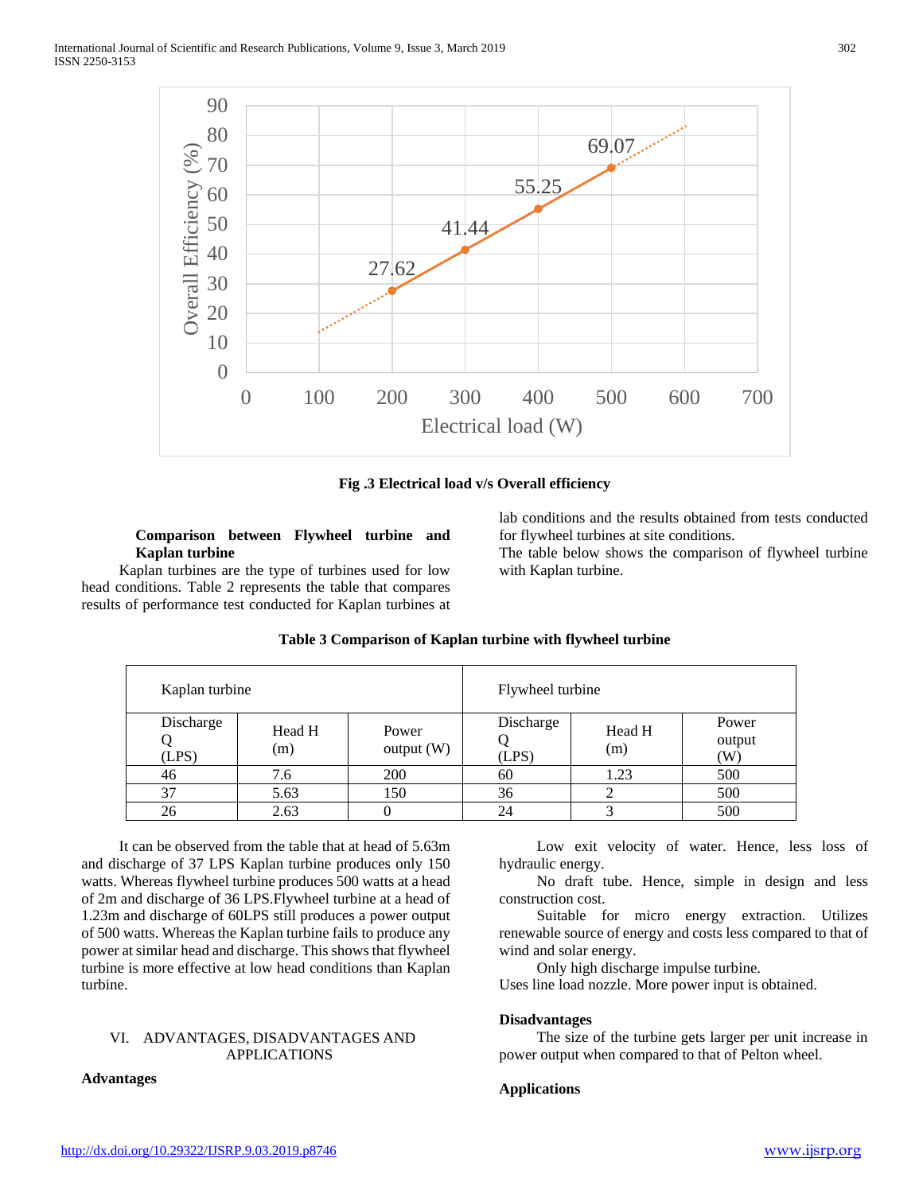Fig .3 Electrical load v/s Overall efficiency

**Comparison between Flywheel turbine and Kaplan turbine**

Kaplan turbines are the type of turbines used for low head conditions. Table 2 represents the table that compares results of performance test conducted for Kaplan turbines at lab conditions and the results obtained from tests conducted for flywheel turbines at site conditions.

The table below shows the comparison of flywheel turbine with Kaplan turbine.

**Table 3 Comparison of Kaplan turbine with flywheel turbine**

| Kaplan turbine | | | Flywheel turbine | | |
|---|---|---|---|---|---|
| Discharge Q (LPS) | Head H (m) | Power output (W) | Discharge Q (LPS) | Head H (m) | Power output (W) |
| 46 | 7.6 | 200 | 60 | 1.23 | 500 |
| 37 | 5.63 | 150 | 36 | 2 | 500 |
| 26 | 2.63 | 0 | 24 | 3 | 500 |

It can be observed from the table that at head of 5.63m and discharge of 37 LPS Kaplan turbine produces only 150 watts. Whereas flywheel turbine produces 500 watts at a head of 2m and discharge of 36 LPS.Flywheel turbine at a head of 1.23m and discharge of 60LPS still produces a power output of 500 watts. Whereas the Kaplan turbine fails to produce any power at similar head and discharge. This shows that flywheel turbine is more effective at low head conditions than Kaplan turbine.

## VI. ADVANTAGES, DISADVANTAGES AND APPLICATIONS

**Advantages**

Low exit velocity of water. Hence, less loss of hydraulic energy.

No draft tube. Hence, simple in design and less construction cost.

Suitable for micro energy extraction. Utilizes renewable source of energy and costs less compared to that of wind and solar energy.

Only high discharge impulse turbine.

Uses line load nozzle. More power input is obtained.

**Disadvantages**

The size of the turbine gets larger per unit increase in power output when compared to that of Pelton wheel.

**Applications**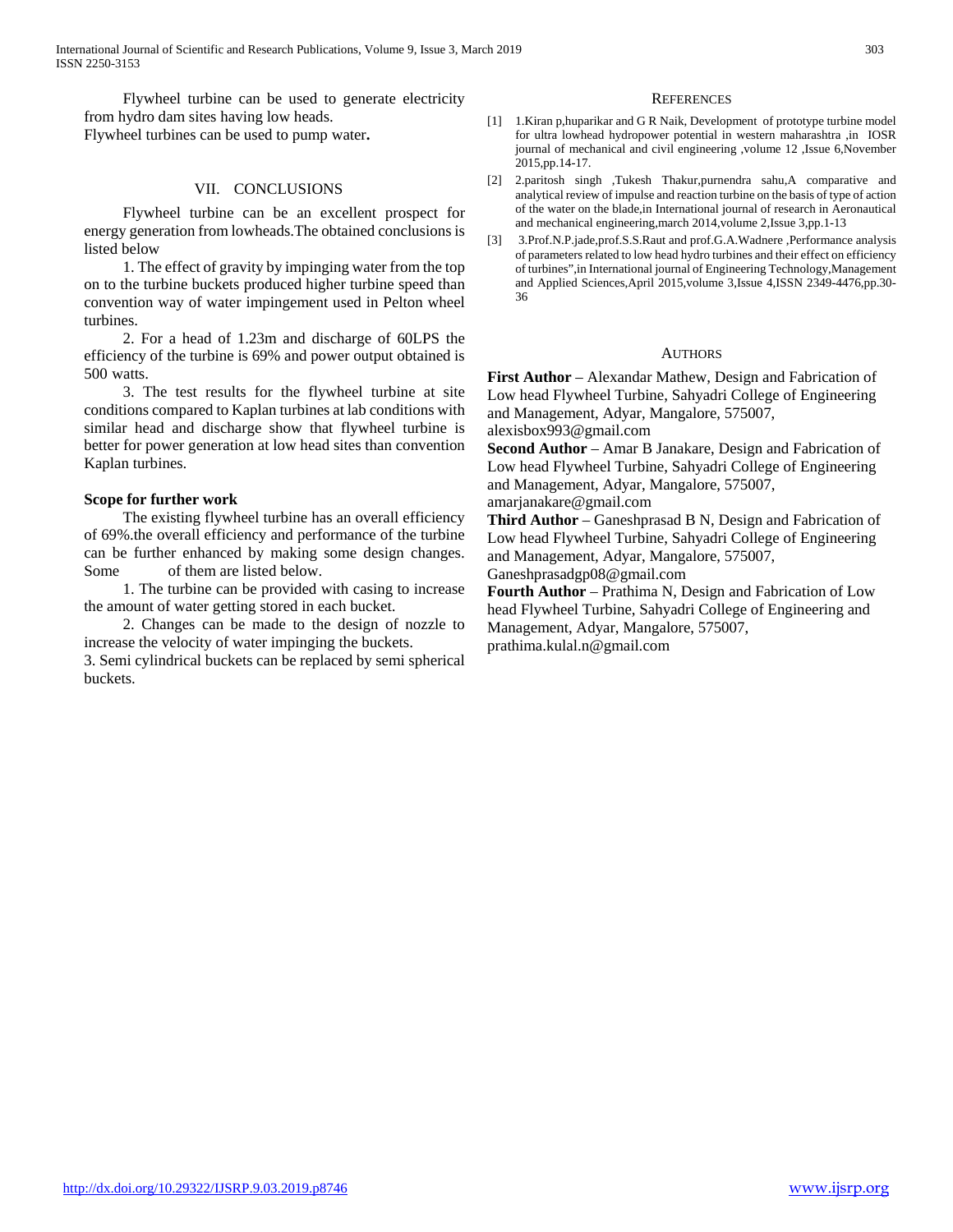Flywheel turbine can be used to generate electricity from hydro dam sites having low heads.
Flywheel turbines can be used to pump water**.**

## VII. CONCLUSIONS

Flywheel turbine can be an excellent prospect for energy generation from lowheads.The obtained conclusions is listed below

1. The effect of gravity by impinging water from the top on to the turbine buckets produced higher turbine speed than convention way of water impingement used in Pelton wheel turbines.

2. For a head of 1.23m and discharge of 60LPS the efficiency of the turbine is 69% and power output obtained is 500 watts.

3. The test results for the flywheel turbine at site conditions compared to Kaplan turbines at lab conditions with similar head and discharge show that flywheel turbine is better for power generation at low head sites than convention Kaplan turbines.

### Scope for further work

The existing flywheel turbine has an overall efficiency of 69%.the overall efficiency and performance of the turbine can be further enhanced by making some design changes. Some of them are listed below.

1. The turbine can be provided with casing to increase the amount of water getting stored in each bucket.

2. Changes can be made to the design of nozzle to increase the velocity of water impinging the buckets.

3. Semi cylindrical buckets can be replaced by semi spherical buckets.

## REFERENCES

[1] 1.Kiran p,huparikar and G R Naik, Development of prototype turbine model for ultra lowhead hydropower potential in western maharashtra ,in IOSR journal of mechanical and civil engineering ,volume 12 ,Issue 6,November 2015,pp.14-17.

[2] 2.paritosh singh ,Tukesh Thakur,purnendra sahu,A comparative and analytical review of impulse and reaction turbine on the basis of type of action of the water on the blade,in International journal of research in Aeronautical and mechanical engineering,march 2014,volume 2,Issue 3,pp.1-13

[3] 3.Prof.N.P.jade,prof.S.S.Raut and prof.G.A.Wadnere ,Performance analysis of parameters related to low head hydro turbines and their effect on efficiency of turbines",in International journal of Engineering Technology,Management and Applied Sciences,April 2015,volume 3,Issue 4,ISSN 2349-4476,pp.30-36

## AUTHORS

**First Author** – Alexandar Mathew, Design and Fabrication of Low head Flywheel Turbine, Sahyadri College of Engineering and Management, Adyar, Mangalore, 575007, alexisbox993@gmail.com

**Second Author** – Amar B Janakare, Design and Fabrication of Low head Flywheel Turbine, Sahyadri College of Engineering and Management, Adyar, Mangalore, 575007, amarjanakare@gmail.com

**Third Author** – Ganeshprasad B N, Design and Fabrication of Low head Flywheel Turbine, Sahyadri College of Engineering and Management, Adyar, Mangalore, 575007, Ganeshprasadgp08@gmail.com

**Fourth Author** – Prathima N, Design and Fabrication of Low head Flywheel Turbine, Sahyadri College of Engineering and Management, Adyar, Mangalore, 575007, prathima.kulal.n@gmail.com